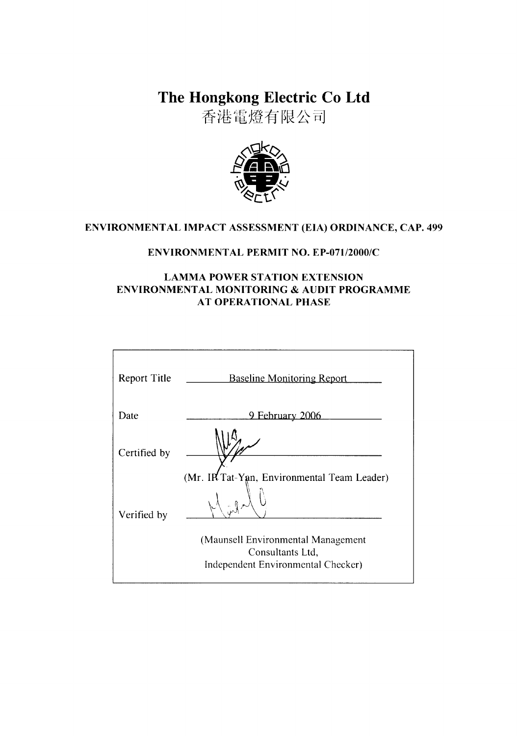# The Hongkong Electric Co Ltd

香港電燈有限公司

**ENVIRONMENTAL IMPACT ASSESSMENT (EIA) ORDINANCE, CAP. 499**

**ENVIRONMENTAL PERMIT NO. EP-071/2000/C**

**LAMMA POWER STATION EXTENSION**
**ENVIRONMENTAL MONITORING & AUDIT PROGRAMME**
**AT OPERATIONAL PHASE**

| | |
|---|---|
| Report Title | Baseline Monitoring Report |
| Date | 9 February 2006 |
| Certified by | (Mr. IP Tat-Yan, Environmental Team Leader) |
| Verified by | (Maunsell Environmental Management Consultants Ltd, Independent Environmental Checker) |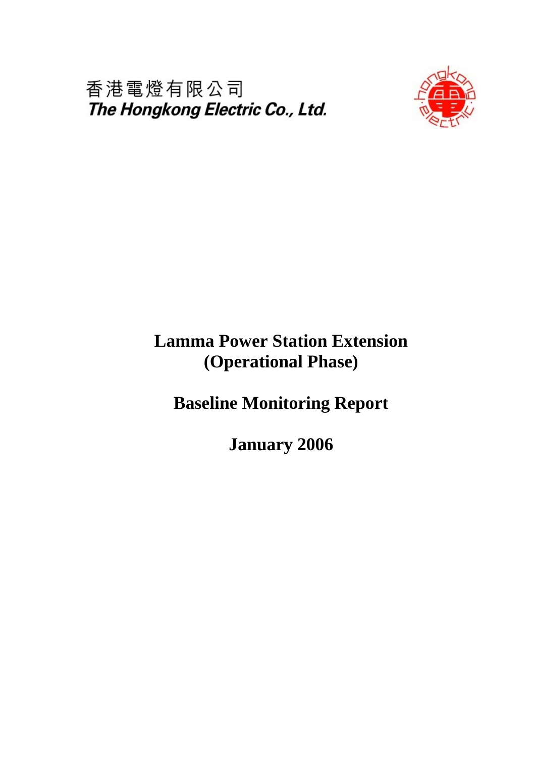香港電燈有限公司
*The Hongkong Electric Co., Ltd.*

# Lamma Power Station Extension (Operational Phase)

# Baseline Monitoring Report

# January 2006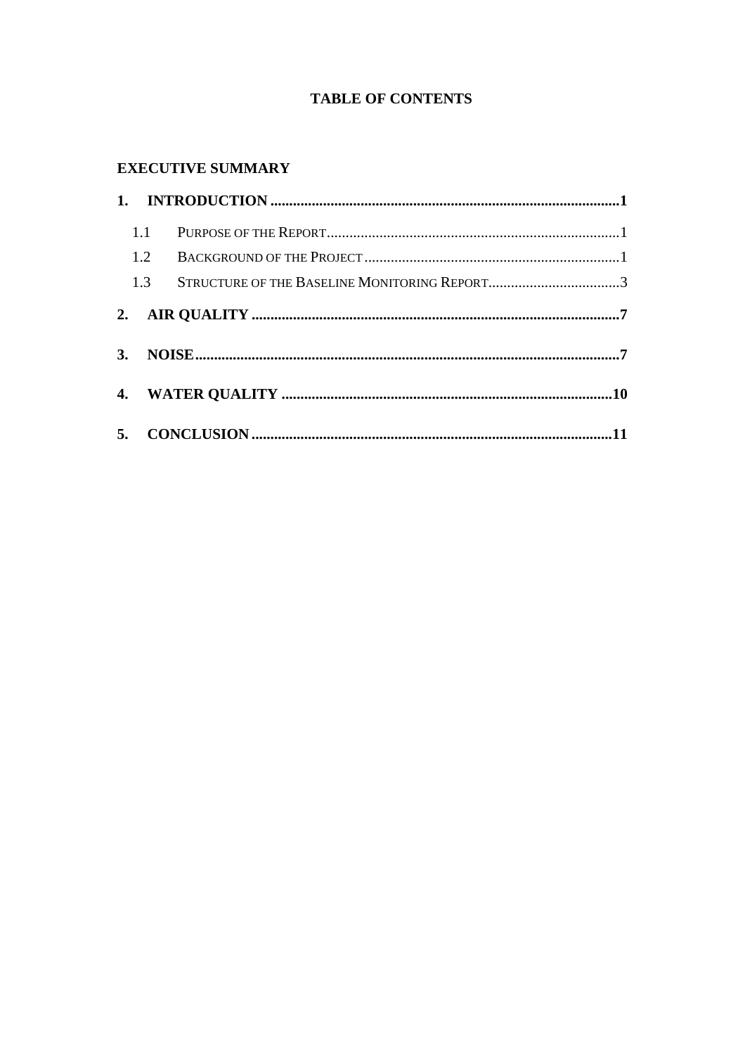# TABLE OF CONTENTS

**EXECUTIVE SUMMARY**

**1. INTRODUCTION ..... 1**

- 1.1 PURPOSE OF THE REPORT ..... 1
- 1.2 BACKGROUND OF THE PROJECT ..... 1
- 1.3 STRUCTURE OF THE BASELINE MONITORING REPORT ..... 3

**2. AIR QUALITY ..... 7**

**3. NOISE ..... 7**

**4. WATER QUALITY ..... 10**

**5. CONCLUSION ..... 11**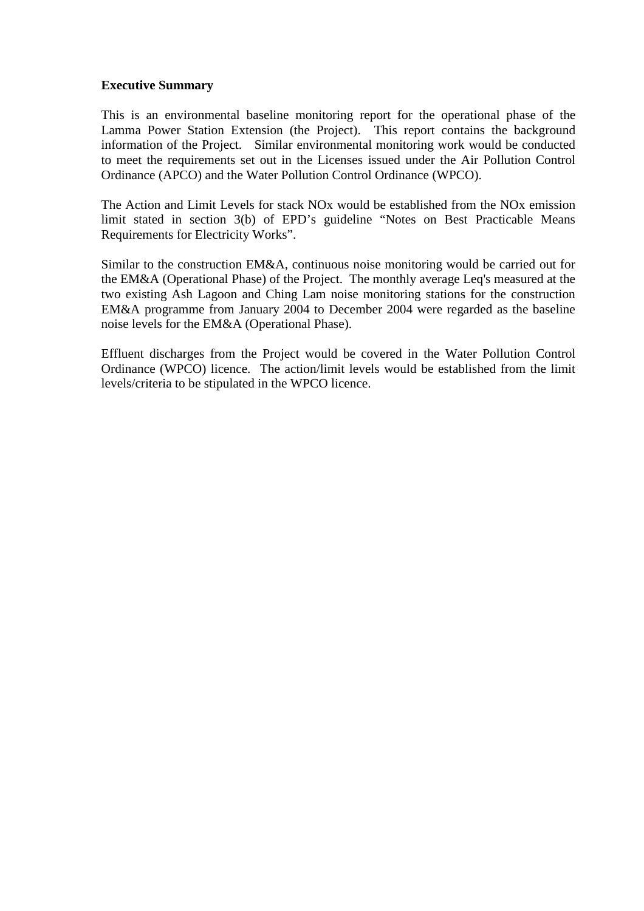**Executive Summary**

This is an environmental baseline monitoring report for the operational phase of the Lamma Power Station Extension (the Project). This report contains the background information of the Project. Similar environmental monitoring work would be conducted to meet the requirements set out in the Licenses issued under the Air Pollution Control Ordinance (APCO) and the Water Pollution Control Ordinance (WPCO).

The Action and Limit Levels for stack NOx would be established from the NOx emission limit stated in section 3(b) of EPD's guideline "Notes on Best Practicable Means Requirements for Electricity Works".

Similar to the construction EM&A, continuous noise monitoring would be carried out for the EM&A (Operational Phase) of the Project. The monthly average Leq's measured at the two existing Ash Lagoon and Ching Lam noise monitoring stations for the construction EM&A programme from January 2004 to December 2004 were regarded as the baseline noise levels for the EM&A (Operational Phase).

Effluent discharges from the Project would be covered in the Water Pollution Control Ordinance (WPCO) licence. The action/limit levels would be established from the limit levels/criteria to be stipulated in the WPCO licence.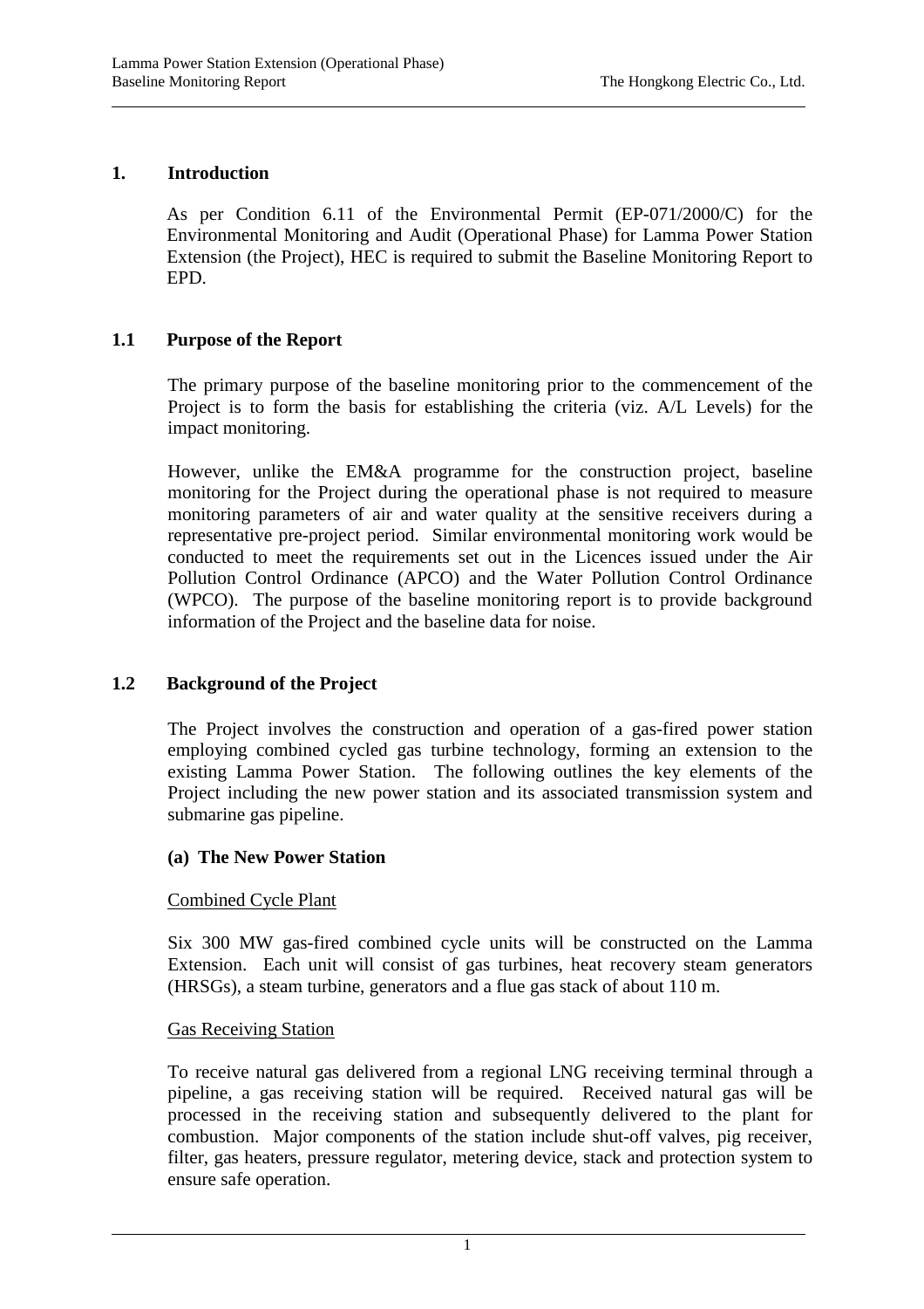# 1. Introduction

As per Condition 6.11 of the Environmental Permit (EP-071/2000/C) for the Environmental Monitoring and Audit (Operational Phase) for Lamma Power Station Extension (the Project), HEC is required to submit the Baseline Monitoring Report to EPD.

## 1.1 Purpose of the Report

The primary purpose of the baseline monitoring prior to the commencement of the Project is to form the basis for establishing the criteria (viz. A/L Levels) for the impact monitoring.

However, unlike the EM&A programme for the construction project, baseline monitoring for the Project during the operational phase is not required to measure monitoring parameters of air and water quality at the sensitive receivers during a representative pre-project period. Similar environmental monitoring work would be conducted to meet the requirements set out in the Licences issued under the Air Pollution Control Ordinance (APCO) and the Water Pollution Control Ordinance (WPCO). The purpose of the baseline monitoring report is to provide background information of the Project and the baseline data for noise.

## 1.2 Background of the Project

The Project involves the construction and operation of a gas-fired power station employing combined cycled gas turbine technology, forming an extension to the existing Lamma Power Station. The following outlines the key elements of the Project including the new power station and its associated transmission system and submarine gas pipeline.

### (a) The New Power Station

<u>Combined Cycle Plant</u>

Six 300 MW gas-fired combined cycle units will be constructed on the Lamma Extension. Each unit will consist of gas turbines, heat recovery steam generators (HRSGs), a steam turbine, generators and a flue gas stack of about 110 m.

<u>Gas Receiving Station</u>

To receive natural gas delivered from a regional LNG receiving terminal through a pipeline, a gas receiving station will be required. Received natural gas will be processed in the receiving station and subsequently delivered to the plant for combustion. Major components of the station include shut-off valves, pig receiver, filter, gas heaters, pressure regulator, metering device, stack and protection system to ensure safe operation.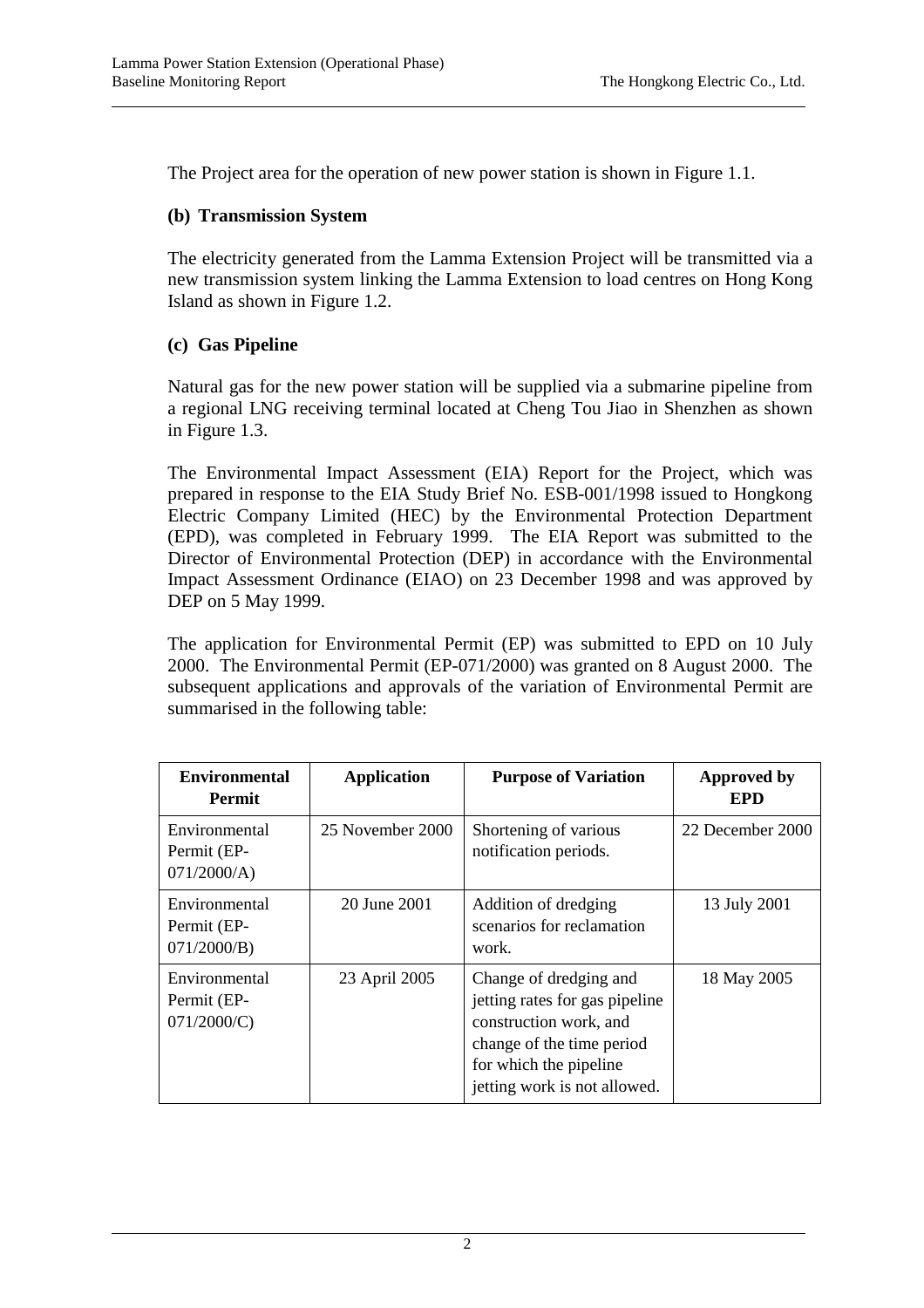The Project area for the operation of new power station is shown in Figure 1.1.

**(b) Transmission System**

The electricity generated from the Lamma Extension Project will be transmitted via a new transmission system linking the Lamma Extension to load centres on Hong Kong Island as shown in Figure 1.2.

**(c) Gas Pipeline**

Natural gas for the new power station will be supplied via a submarine pipeline from a regional LNG receiving terminal located at Cheng Tou Jiao in Shenzhen as shown in Figure 1.3.

The Environmental Impact Assessment (EIA) Report for the Project, which was prepared in response to the EIA Study Brief No. ESB-001/1998 issued to Hongkong Electric Company Limited (HEC) by the Environmental Protection Department (EPD), was completed in February 1999. The EIA Report was submitted to the Director of Environmental Protection (DEP) in accordance with the Environmental Impact Assessment Ordinance (EIAO) on 23 December 1998 and was approved by DEP on 5 May 1999.

The application for Environmental Permit (EP) was submitted to EPD on 10 July 2000. The Environmental Permit (EP-071/2000) was granted on 8 August 2000. The subsequent applications and approvals of the variation of Environmental Permit are summarised in the following table:

| Environmental Permit | Application | Purpose of Variation | Approved by EPD |
|---|---|---|---|
| Environmental Permit (EP-071/2000/A) | 25 November 2000 | Shortening of various notification periods. | 22 December 2000 |
| Environmental Permit (EP-071/2000/B) | 20 June 2001 | Addition of dredging scenarios for reclamation work. | 13 July 2001 |
| Environmental Permit (EP-071/2000/C) | 23 April 2005 | Change of dredging and jetting rates for gas pipeline construction work, and change of the time period for which the pipeline jetting work is not allowed. | 18 May 2005 |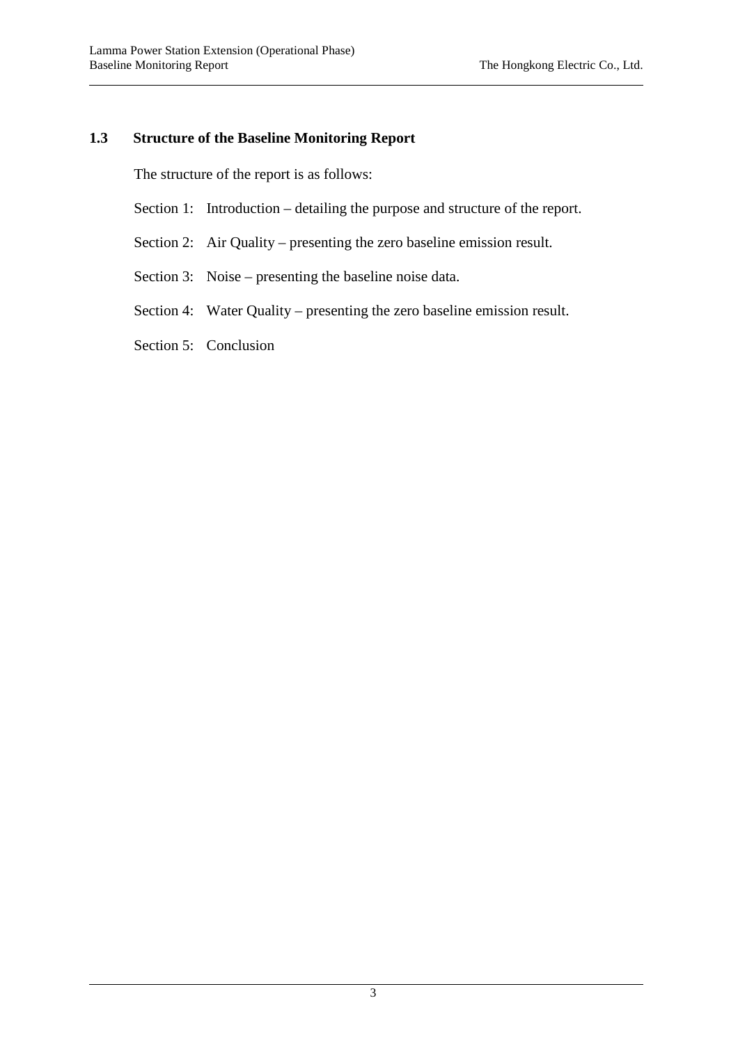## 1.3 Structure of the Baseline Monitoring Report

The structure of the report is as follows:

Section 1: Introduction – detailing the purpose and structure of the report.

Section 2: Air Quality – presenting the zero baseline emission result.

Section 3: Noise – presenting the baseline noise data.

Section 4: Water Quality – presenting the zero baseline emission result.

Section 5: Conclusion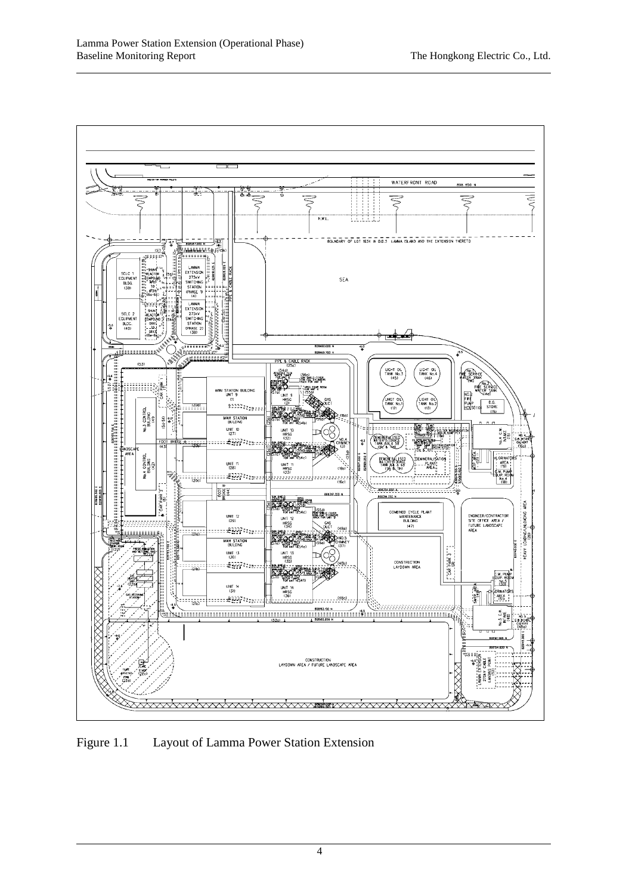Figure 1.1 Layout of Lamma Power Station Extension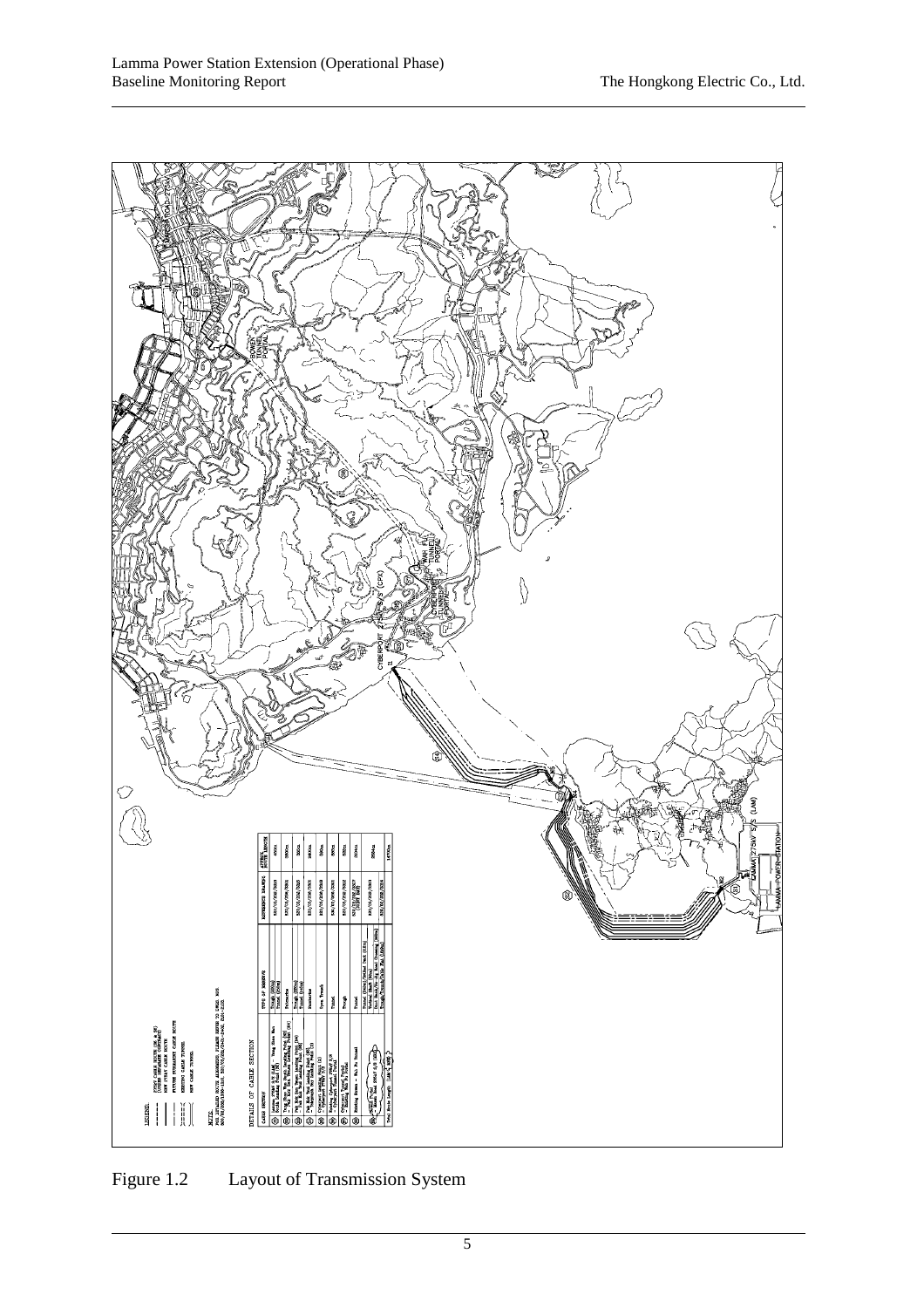Figure 1.2 Layout of Transmission System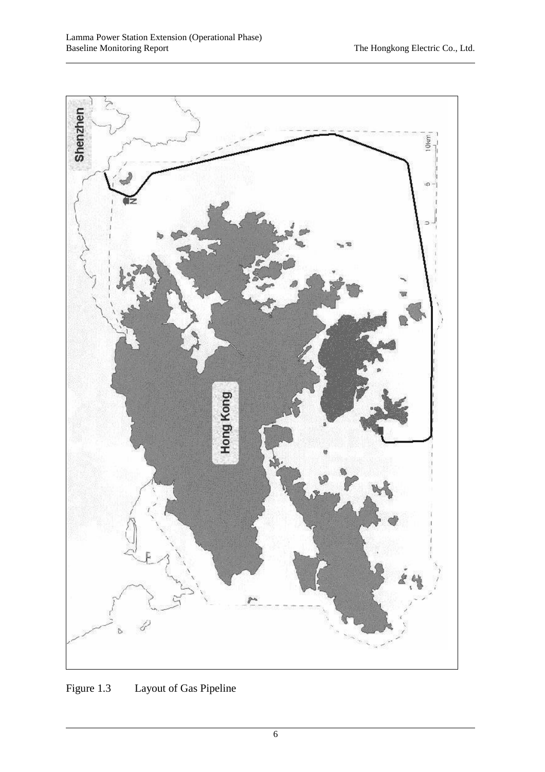Figure 1.3 Layout of Gas Pipeline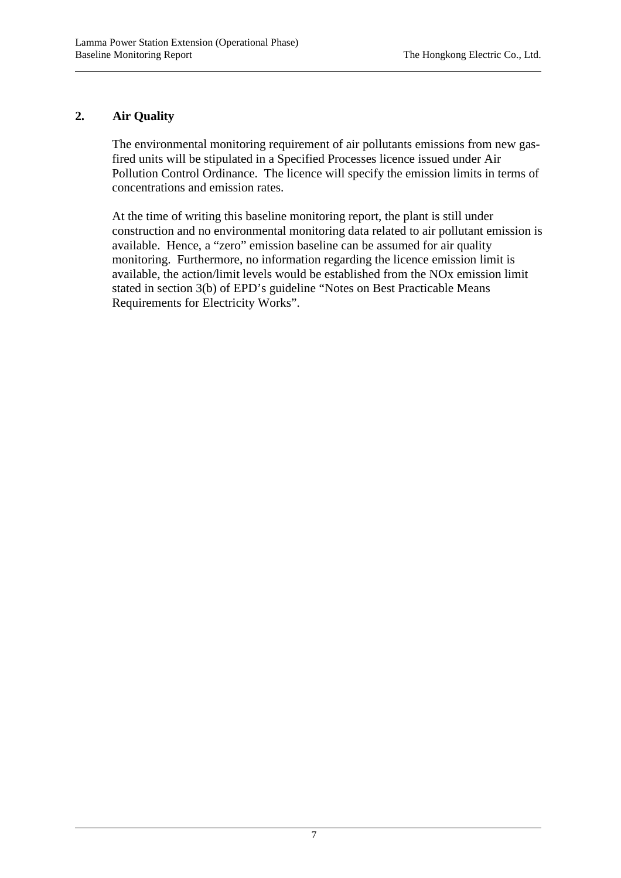## 2. Air Quality

The environmental monitoring requirement of air pollutants emissions from new gas-fired units will be stipulated in a Specified Processes licence issued under Air Pollution Control Ordinance. The licence will specify the emission limits in terms of concentrations and emission rates.

At the time of writing this baseline monitoring report, the plant is still under construction and no environmental monitoring data related to air pollutant emission is available. Hence, a "zero" emission baseline can be assumed for air quality monitoring. Furthermore, no information regarding the licence emission limit is available, the action/limit levels would be established from the NOx emission limit stated in section 3(b) of EPD's guideline "Notes on Best Practicable Means Requirements for Electricity Works".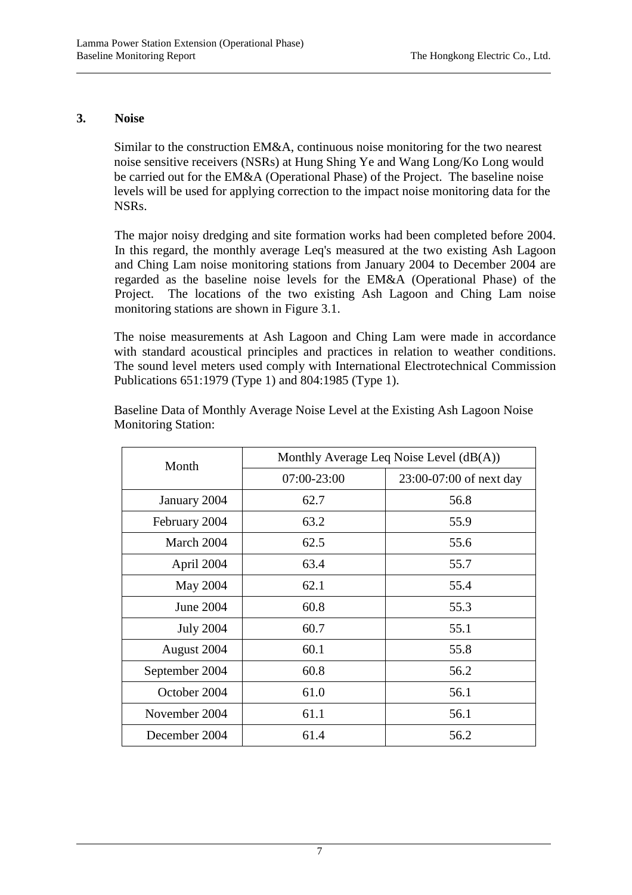## 3. Noise

Similar to the construction EM&A, continuous noise monitoring for the two nearest noise sensitive receivers (NSRs) at Hung Shing Ye and Wang Long/Ko Long would be carried out for the EM&A (Operational Phase) of the Project. The baseline noise levels will be used for applying correction to the impact noise monitoring data for the NSRs.

The major noisy dredging and site formation works had been completed before 2004. In this regard, the monthly average Leq's measured at the two existing Ash Lagoon and Ching Lam noise monitoring stations from January 2004 to December 2004 are regarded as the baseline noise levels for the EM&A (Operational Phase) of the Project. The locations of the two existing Ash Lagoon and Ching Lam noise monitoring stations are shown in Figure 3.1.

The noise measurements at Ash Lagoon and Ching Lam were made in accordance with standard acoustical principles and practices in relation to weather conditions. The sound level meters used comply with International Electrotechnical Commission Publications 651:1979 (Type 1) and 804:1985 (Type 1).

Baseline Data of Monthly Average Noise Level at the Existing Ash Lagoon Noise Monitoring Station:

| Month | Monthly Average Leq Noise Level (dB(A)) | |
|---|---|---|
| | 07:00-23:00 | 23:00-07:00 of next day |
| January 2004 | 62.7 | 56.8 |
| February 2004 | 63.2 | 55.9 |
| March 2004 | 62.5 | 55.6 |
| April 2004 | 63.4 | 55.7 |
| May 2004 | 62.1 | 55.4 |
| June 2004 | 60.8 | 55.3 |
| July 2004 | 60.7 | 55.1 |
| August 2004 | 60.1 | 55.8 |
| September 2004 | 60.8 | 56.2 |
| October 2004 | 61.0 | 56.1 |
| November 2004 | 61.1 | 56.1 |
| December 2004 | 61.4 | 56.2 |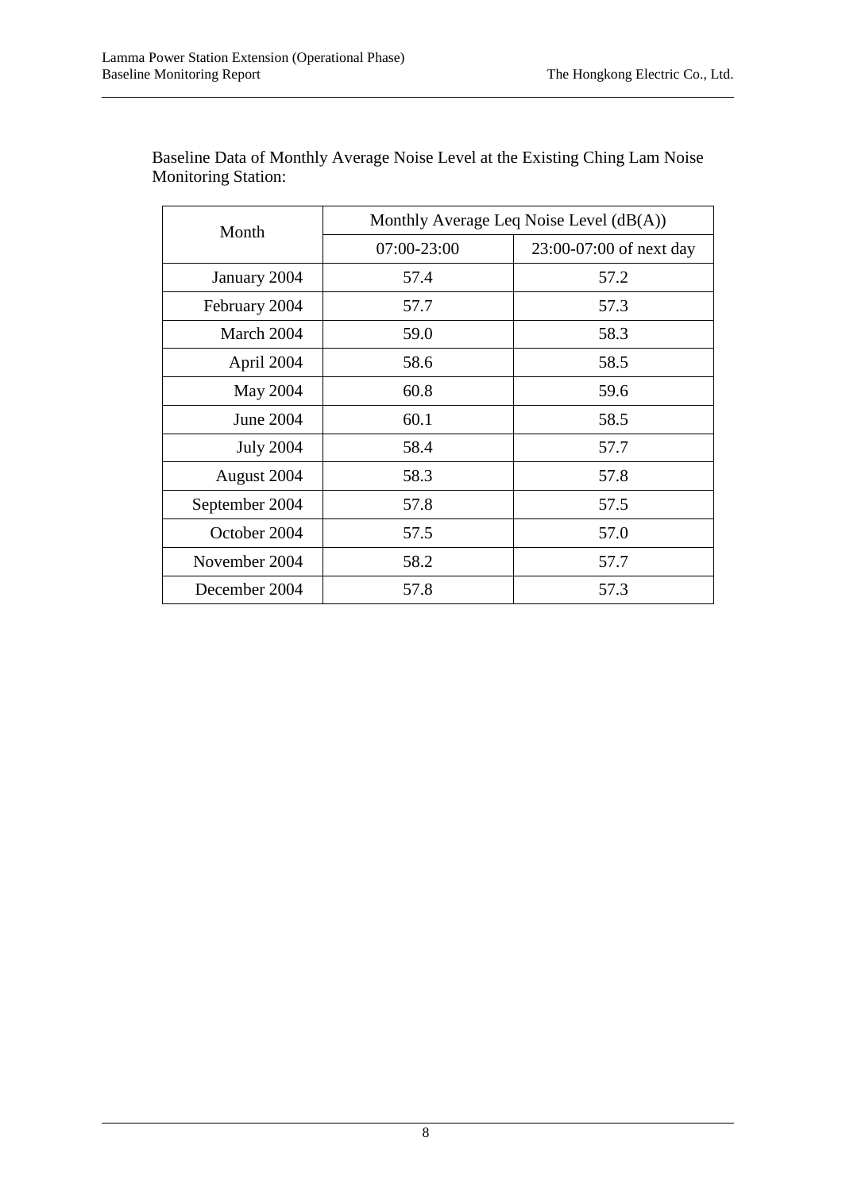Baseline Data of Monthly Average Noise Level at the Existing Ching Lam Noise Monitoring Station:

| Month | Monthly Average Leq Noise Level (dB(A)) | |
|---|---|---|
| | 07:00-23:00 | 23:00-07:00 of next day |
| January 2004 | 57.4 | 57.2 |
| February 2004 | 57.7 | 57.3 |
| March 2004 | 59.0 | 58.3 |
| April 2004 | 58.6 | 58.5 |
| May 2004 | 60.8 | 59.6 |
| June 2004 | 60.1 | 58.5 |
| July 2004 | 58.4 | 57.7 |
| August 2004 | 58.3 | 57.8 |
| September 2004 | 57.8 | 57.5 |
| October 2004 | 57.5 | 57.0 |
| November 2004 | 58.2 | 57.7 |
| December 2004 | 57.8 | 57.3 |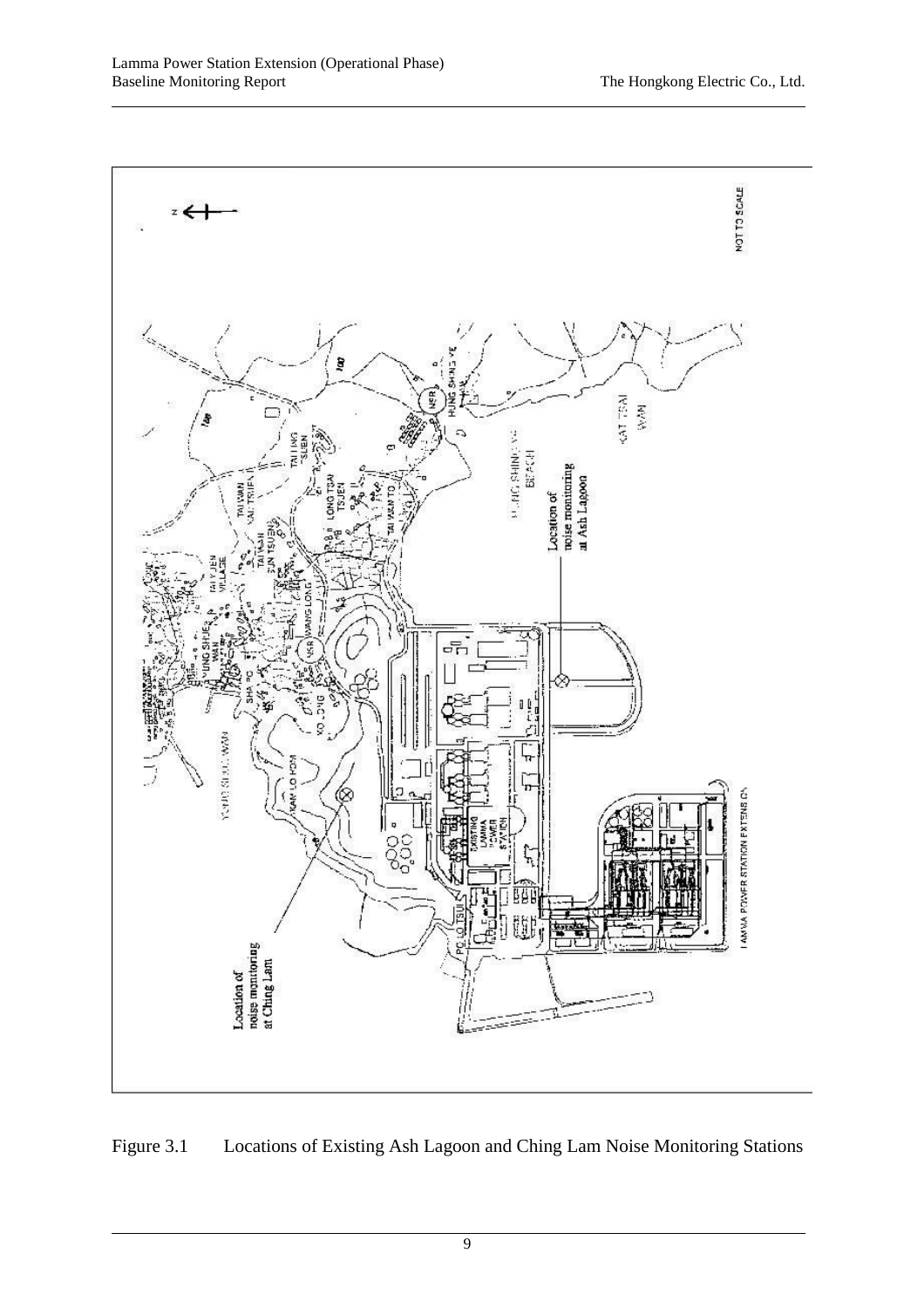Figure 3.1 Locations of Existing Ash Lagoon and Ching Lam Noise Monitoring Stations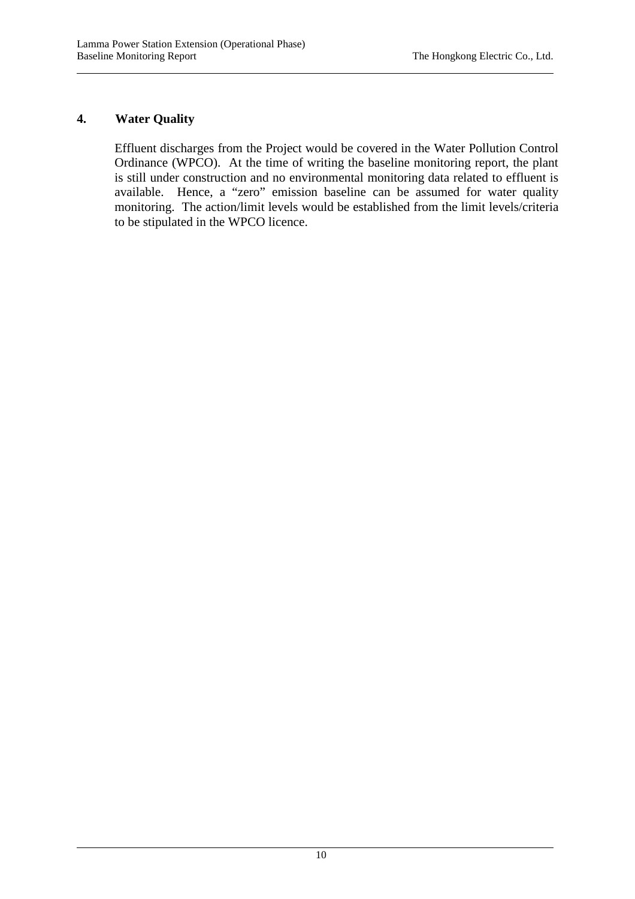## 4. Water Quality

Effluent discharges from the Project would be covered in the Water Pollution Control Ordinance (WPCO). At the time of writing the baseline monitoring report, the plant is still under construction and no environmental monitoring data related to effluent is available. Hence, a "zero" emission baseline can be assumed for water quality monitoring. The action/limit levels would be established from the limit levels/criteria to be stipulated in the WPCO licence.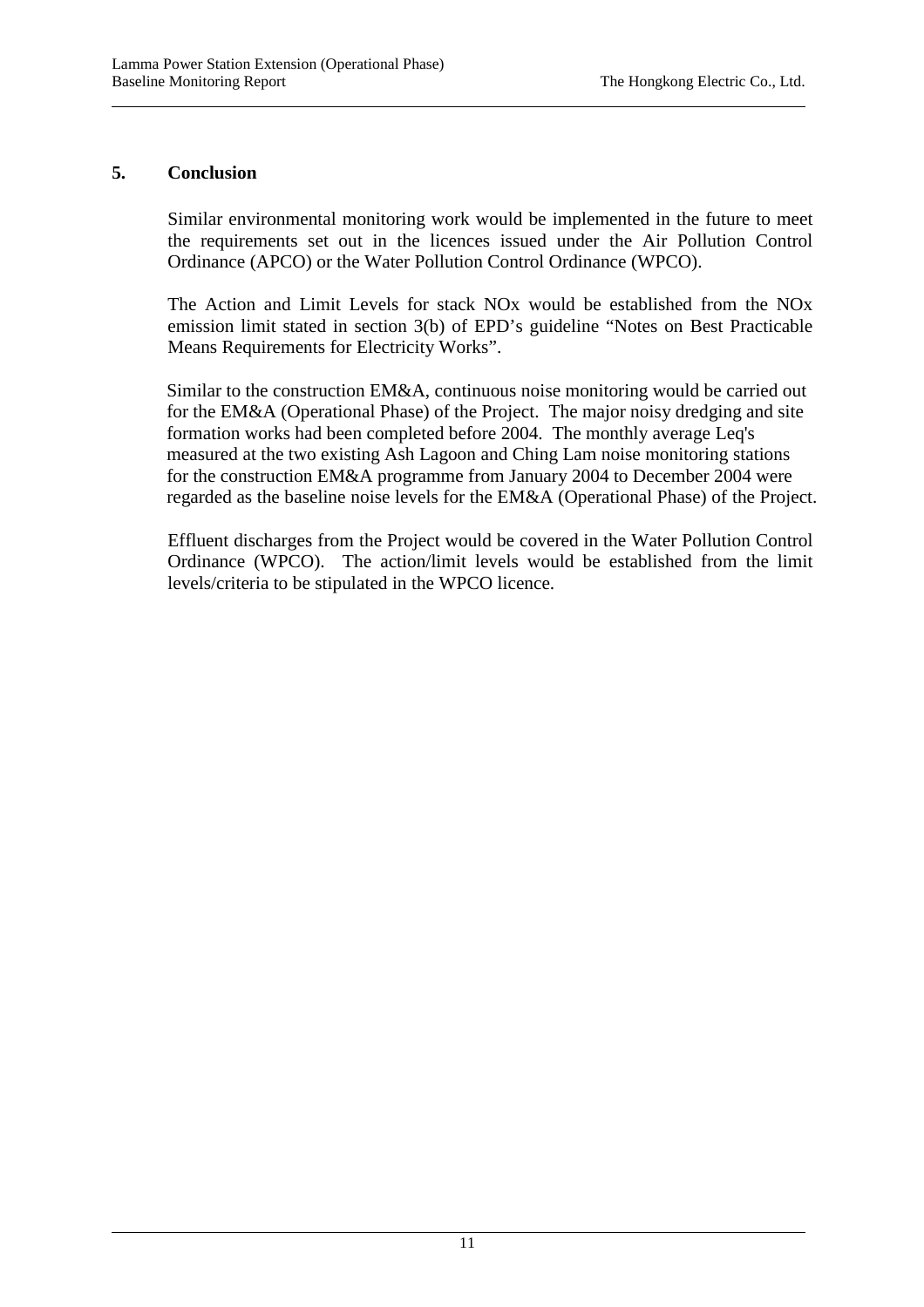## 5. Conclusion

Similar environmental monitoring work would be implemented in the future to meet the requirements set out in the licences issued under the Air Pollution Control Ordinance (APCO) or the Water Pollution Control Ordinance (WPCO).

The Action and Limit Levels for stack NOx would be established from the NOx emission limit stated in section 3(b) of EPD's guideline "Notes on Best Practicable Means Requirements for Electricity Works".

Similar to the construction EM&A, continuous noise monitoring would be carried out for the EM&A (Operational Phase) of the Project. The major noisy dredging and site formation works had been completed before 2004. The monthly average Leq's measured at the two existing Ash Lagoon and Ching Lam noise monitoring stations for the construction EM&A programme from January 2004 to December 2004 were regarded as the baseline noise levels for the EM&A (Operational Phase) of the Project.

Effluent discharges from the Project would be covered in the Water Pollution Control Ordinance (WPCO). The action/limit levels would be established from the limit levels/criteria to be stipulated in the WPCO licence.